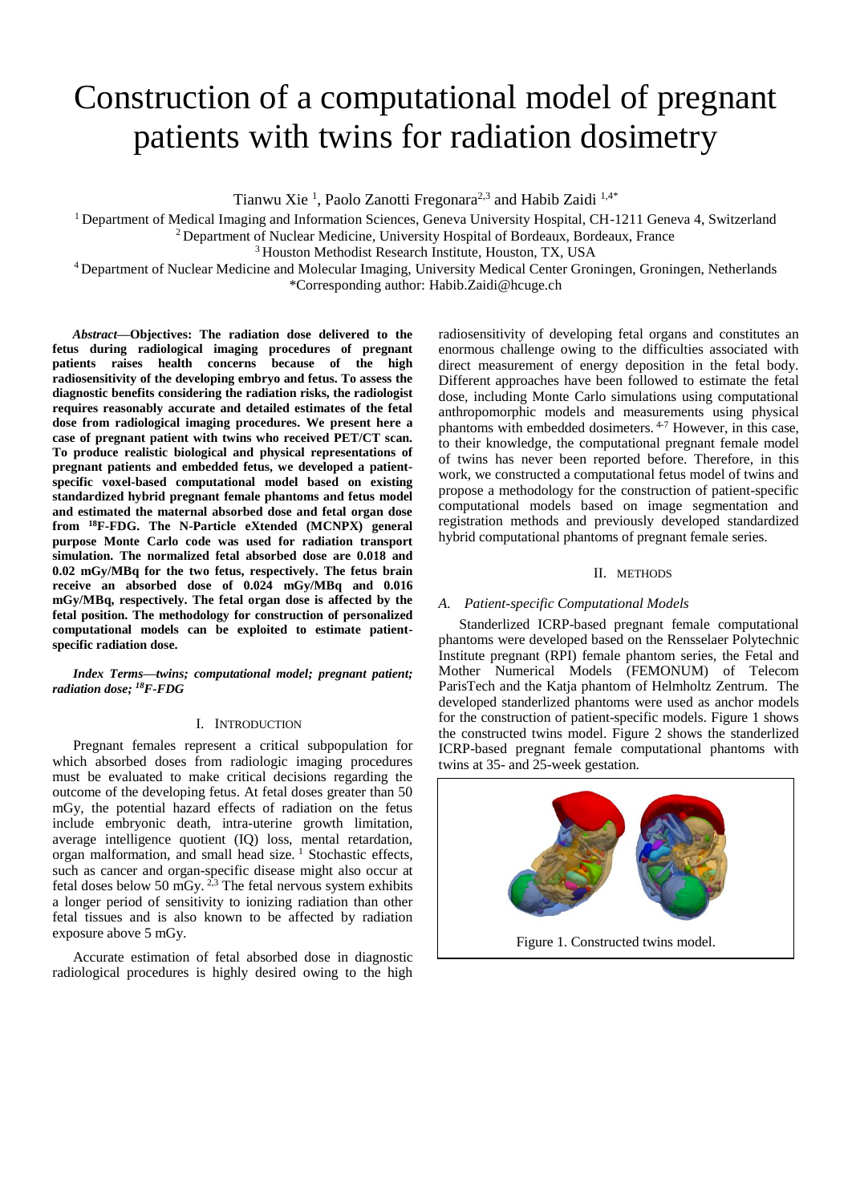# Construction of a computational model of pregnant patients with twins for radiation dosimetry

Tianwu Xie [1], Paolo Zanotti Fregonara[2,3] and Habib Zaidi [1,4*]

[1] Department of Medical Imaging and Information Sciences, Geneva University Hospital, CH-1211 Geneva 4, Switzerland
[2] Department of Nuclear Medicine, University Hospital of Bordeaux, Bordeaux, France
[3] Houston Methodist Research Institute, Houston, TX, USA
[4] Department of Nuclear Medicine and Molecular Imaging, University Medical Center Groningen, Groningen, Netherlands
*Corresponding author: Habib.Zaidi@hcuge.ch

***Abstract*—Objectives: The radiation dose delivered to the fetus during radiological imaging procedures of pregnant patients raises health concerns because of the high radiosensitivity of the developing embryo and fetus. To assess the diagnostic benefits considering the radiation risks, the radiologist requires reasonably accurate and detailed estimates of the fetal dose from radiological imaging procedures. We present here a case of pregnant patient with twins who received PET/CT scan. To produce realistic biological and physical representations of pregnant patients and embedded fetus, we developed a patient-specific voxel-based computational model based on existing standardized hybrid pregnant female phantoms and fetus model and estimated the maternal absorbed dose and fetal organ dose from $^{18}$F-FDG. The N-Particle eXtended (MCNPX) general purpose Monte Carlo code was used for radiation transport simulation. The normalized fetal absorbed dose are 0.018 and 0.02 mGy/MBq for the two fetus, respectively. The fetus brain receive an absorbed dose of 0.024 mGy/MBq and 0.016 mGy/MBq, respectively. The fetal organ dose is affected by the fetal position. The methodology for construction of personalized computational models can be exploited to estimate patient-specific radiation dose.**

***Index Terms—twins; computational model; pregnant patient; radiation dose; $^{18}$F-FDG***

## I. Introduction

Pregnant females represent a critical subpopulation for which absorbed doses from radiologic imaging procedures must be evaluated to make critical decisions regarding the outcome of the developing fetus. At fetal doses greater than 50 mGy, the potential hazard effects of radiation on the fetus include embryonic death, intra-uterine growth limitation, average intelligence quotient (IQ) loss, mental retardation, organ malformation, and small head size. [1] Stochastic effects, such as cancer and organ-specific disease might also occur at fetal doses below 50 mGy. [2,3] The fetal nervous system exhibits a longer period of sensitivity to ionizing radiation than other fetal tissues and is also known to be affected by radiation exposure above 5 mGy.

Accurate estimation of fetal absorbed dose in diagnostic radiological procedures is highly desired owing to the high radiosensitivity of developing fetal organs and constitutes an enormous challenge owing to the difficulties associated with direct measurement of energy deposition in the fetal body. Different approaches have been followed to estimate the fetal dose, including Monte Carlo simulations using computational anthropomorphic models and measurements using physical phantoms with embedded dosimeters. [4-7] However, in this case, to their knowledge, the computational pregnant female model of twins has never been reported before. Therefore, in this work, we constructed a computational fetus model of twins and propose a methodology for the construction of patient-specific computational models based on image segmentation and registration methods and previously developed standardized hybrid computational phantoms of pregnant female series.

## II. Methods

### A. Patient-specific Computational Models

Standerlized ICRP-based pregnant female computational phantoms were developed based on the Rensselaer Polytechnic Institute pregnant (RPI) female phantom series, the Fetal and Mother Numerical Models (FEMONUM) of Telecom ParisTech and the Katja phantom of Helmholtz Zentrum. The developed standerlized phantoms were used as anchor models for the construction of patient-specific models. Figure 1 shows the constructed twins model. Figure 2 shows the standerlized ICRP-based pregnant female computational phantoms with twins at 35- and 25-week gestation.

Figure 1. Constructed twins model.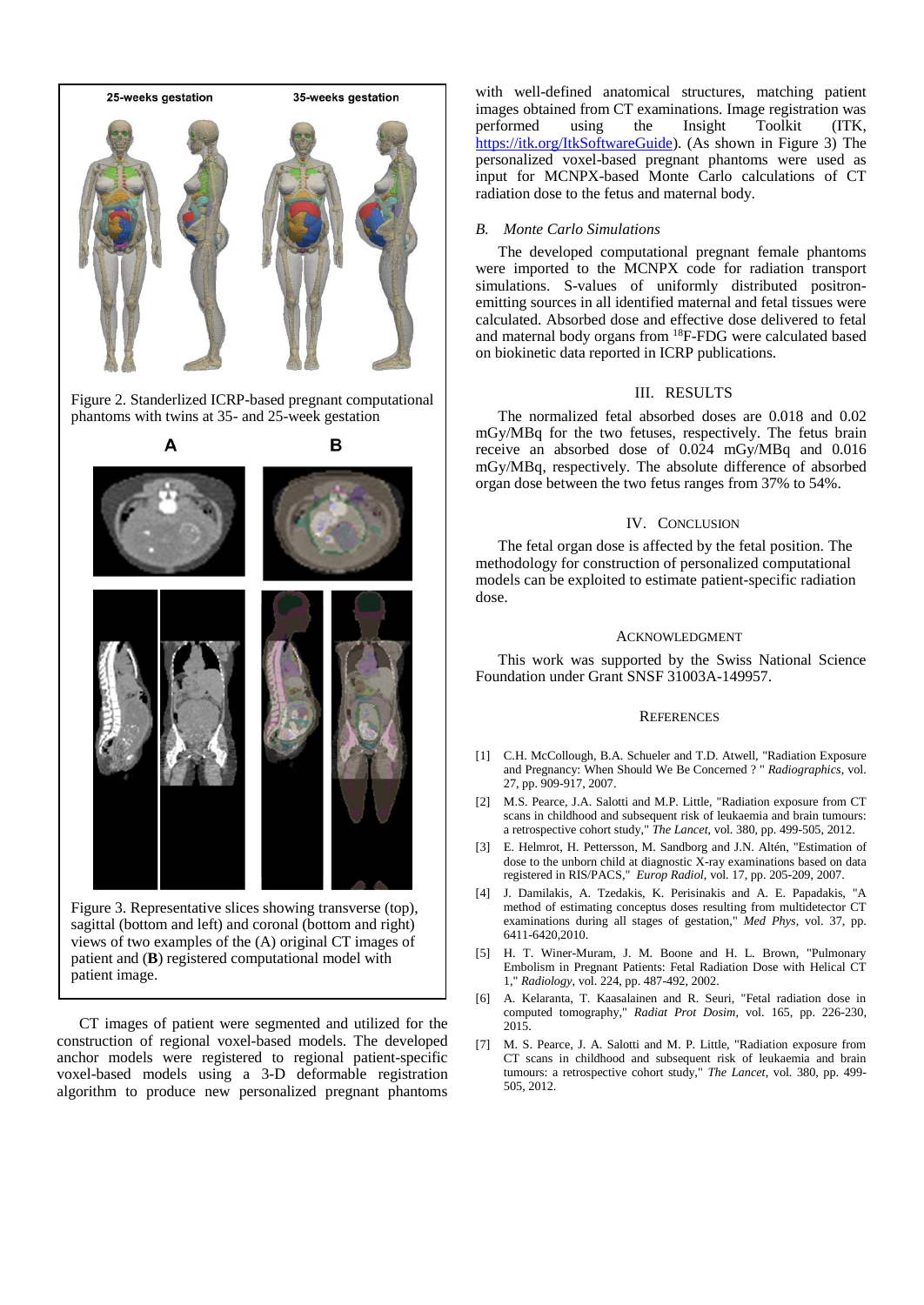25-weeks gestation

35-weeks gestation

Figure 2. Standerlized ICRP-based pregnant computational phantoms with twins at 35- and 25-week gestation

A

B

Figure 3. Representative slices showing transverse (top), sagittal (bottom and left) and coronal (bottom and right) views of two examples of the (A) original CT images of patient and (**B**) registered computational model with patient image.

CT images of patient were segmented and utilized for the construction of regional voxel-based models. The developed anchor models were registered to regional patient-specific voxel-based models using a 3-D deformable registration algorithm to produce new personalized pregnant phantoms with well-defined anatomical structures, matching patient images obtained from CT examinations. Image registration was performed using the Insight Toolkit (ITK, https://itk.org/ItkSoftwareGuide). (As shown in Figure 3) The personalized voxel-based pregnant phantoms were used as input for MCNPX-based Monte Carlo calculations of CT radiation dose to the fetus and maternal body.

### *B. Monte Carlo Simulations*

The developed computational pregnant female phantoms were imported to the MCNPX code for radiation transport simulations. S-values of uniformly distributed positron-emitting sources in all identified maternal and fetal tissues were calculated. Absorbed dose and effective dose delivered to fetal and maternal body organs from $^{18}$F-FDG were calculated based on biokinetic data reported in ICRP publications.

## III. Results

The normalized fetal absorbed doses are 0.018 and 0.02 mGy/MBq for the two fetuses, respectively. The fetus brain receive an absorbed dose of 0.024 mGy/MBq and 0.016 mGy/MBq, respectively. The absolute difference of absorbed organ dose between the two fetus ranges from 37% to 54%.

## IV. Conclusion

The fetal organ dose is affected by the fetal position. The methodology for construction of personalized computational models can be exploited to estimate patient-specific radiation dose.

## Acknowledgment

This work was supported by the Swiss National Science Foundation under Grant SNSF 31003A-149957.

## References

[1] C.H. McCollough, B.A. Schueler and T.D. Atwell, "Radiation Exposure and Pregnancy: When Should We Be Concerned ? " *Radiographics*, vol. 27, pp. 909-917, 2007.

[2] M.S. Pearce, J.A. Salotti and M.P. Little, "Radiation exposure from CT scans in childhood and subsequent risk of leukaemia and brain tumours: a retrospective cohort study," *The Lancet*, vol. 380, pp. 499-505, 2012.

[3] E. Helmrot, H. Pettersson, M. Sandborg and J.N. Altén, "Estimation of dose to the unborn child at diagnostic X-ray examinations based on data registered in RIS/PACS," *Europ Radiol*, vol. 17, pp. 205-209, 2007.

[4] J. Damilakis, A. Tzedakis, K. Perisinakis and A. E. Papadakis, "A method of estimating conceptus doses resulting from multidetector CT examinations during all stages of gestation," *Med Phys*, vol. 37, pp. 6411-6420,2010.

[5] H. T. Winer-Muram, J. M. Boone and H. L. Brown, "Pulmonary Embolism in Pregnant Patients: Fetal Radiation Dose with Helical CT 1," *Radiology*, vol. 224, pp. 487-492, 2002.

[6] A. Kelaranta, T. Kaasalainen and R. Seuri, "Fetal radiation dose in computed tomography," *Radiat Prot Dosim*, vol. 165, pp. 226-230, 2015.

[7] M. S. Pearce, J. A. Salotti and M. P. Little, "Radiation exposure from CT scans in childhood and subsequent risk of leukaemia and brain tumours: a retrospective cohort study," *The Lancet*, vol. 380, pp. 499-505, 2012.